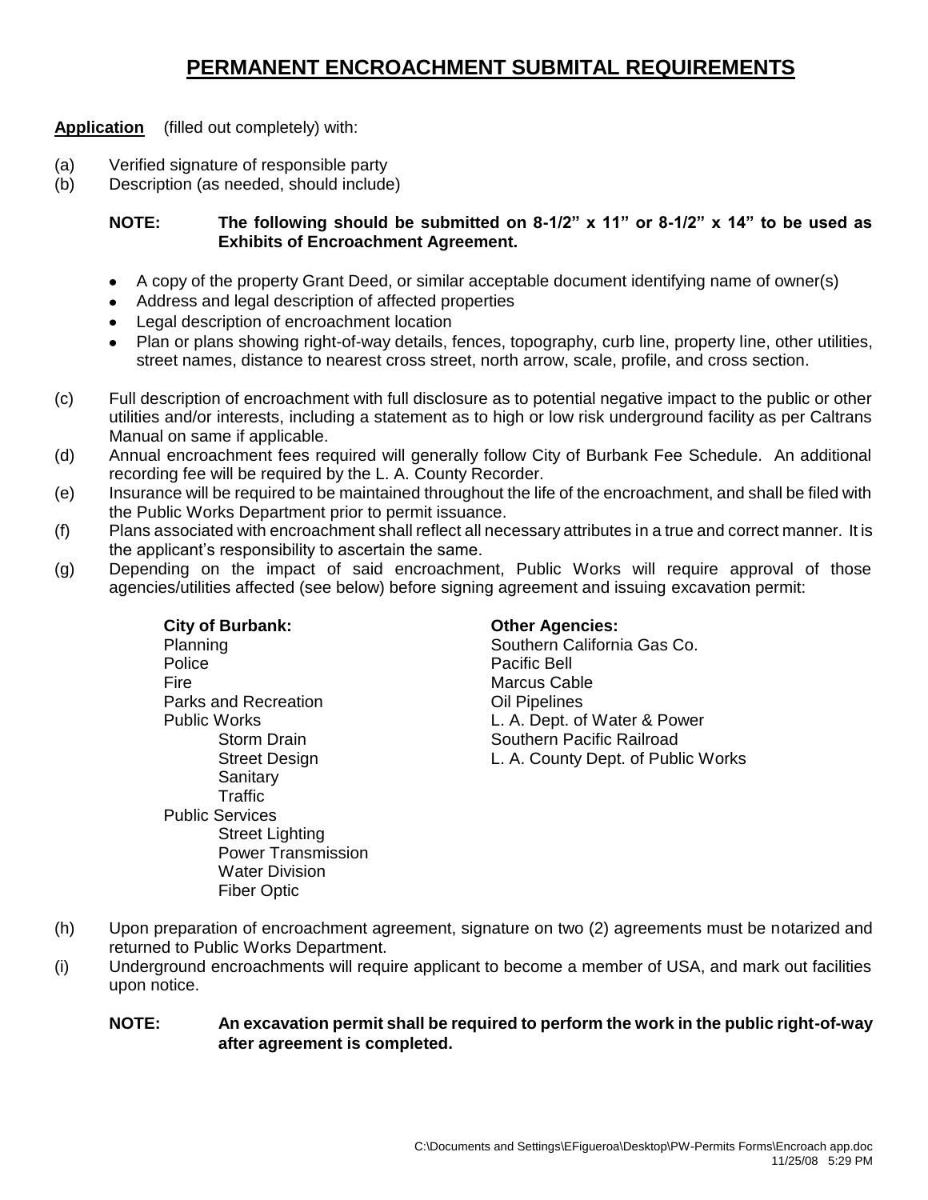# PERMANENT ENCROACHMENT SUBMITAL REQUIREMENTS

**Application** (filled out completely) with:

(a) Verified signature of responsible party
(b) Description (as needed, should include)

**NOTE: The following should be submitted on 8-1/2" x 11" or 8-1/2" x 14" to be used as Exhibits of Encroachment Agreement.**

- A copy of the property Grant Deed, or similar acceptable document identifying name of owner(s)
- Address and legal description of affected properties
- Legal description of encroachment location
- Plan or plans showing right-of-way details, fences, topography, curb line, property line, other utilities, street names, distance to nearest cross street, north arrow, scale, profile, and cross section.

(c) Full description of encroachment with full disclosure as to potential negative impact to the public or other utilities and/or interests, including a statement as to high or low risk underground facility as per Caltrans Manual on same if applicable.
(d) Annual encroachment fees required will generally follow City of Burbank Fee Schedule. An additional recording fee will be required by the L. A. County Recorder.
(e) Insurance will be required to be maintained throughout the life of the encroachment, and shall be filed with the Public Works Department prior to permit issuance.
(f) Plans associated with encroachment shall reflect all necessary attributes in a true and correct manner. It is the applicant's responsibility to ascertain the same.
(g) Depending on the impact of said encroachment, Public Works will require approval of those agencies/utilities affected (see below) before signing agreement and issuing excavation permit:

**City of Burbank:**

- Planning
- Police
- Fire
- Parks and Recreation
- Public Works
  - Storm Drain
  - Street Design
  - Sanitary
  - Traffic
- Public Services
  - Street Lighting
  - Power Transmission
  - Water Division
  - Fiber Optic

**Other Agencies:**

- Southern California Gas Co.
- Pacific Bell
- Marcus Cable
- Oil Pipelines
- L. A. Dept. of Water & Power
- Southern Pacific Railroad
- L. A. County Dept. of Public Works

(h) Upon preparation of encroachment agreement, signature on two (2) agreements must be notarized and returned to Public Works Department.
(i) Underground encroachments will require applicant to become a member of USA, and mark out facilities upon notice.

**NOTE: An excavation permit shall be required to perform the work in the public right-of-way after agreement is completed.**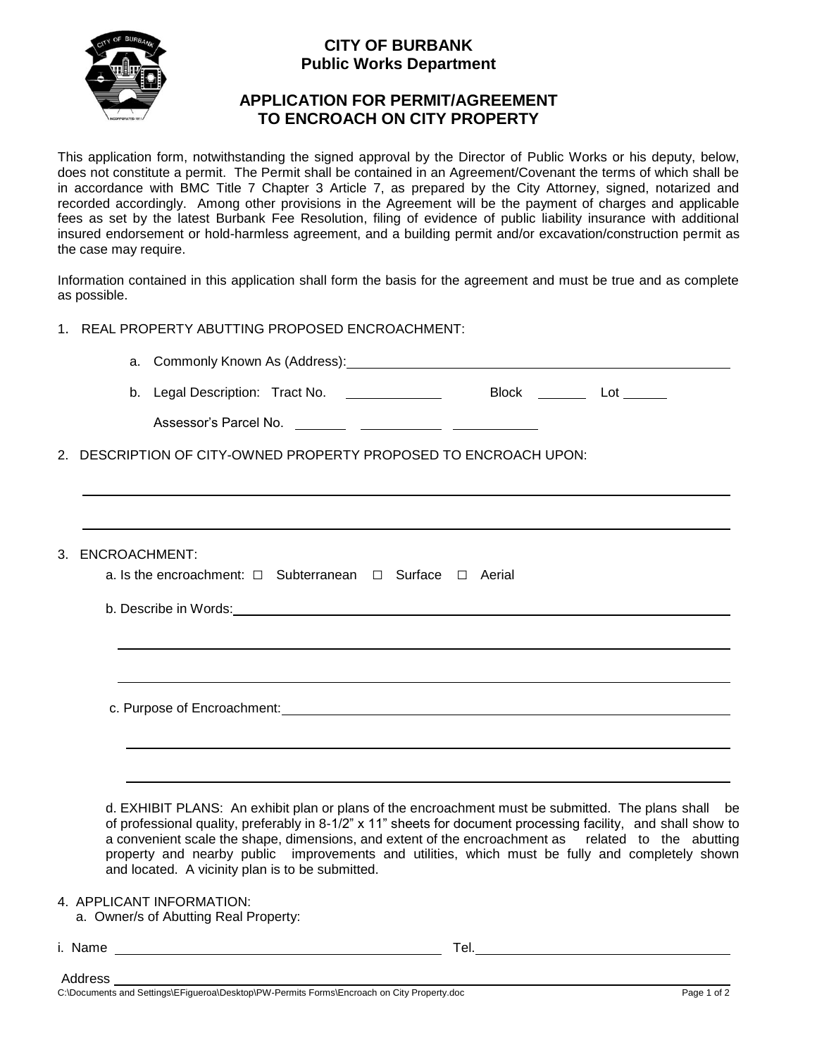# CITY OF BURBANK
## Public Works Department

## APPLICATION FOR PERMIT/AGREEMENT TO ENCROACH ON CITY PROPERTY

This application form, notwithstanding the signed approval by the Director of Public Works or his deputy, below, does not constitute a permit. The Permit shall be contained in an Agreement/Covenant the terms of which shall be in accordance with BMC Title 7 Chapter 3 Article 7, as prepared by the City Attorney, signed, notarized and recorded accordingly. Among other provisions in the Agreement will be the payment of charges and applicable fees as set by the latest Burbank Fee Resolution, filing of evidence of public liability insurance with additional insured endorsement or hold-harmless agreement, and a building permit and/or excavation/construction permit as the case may require.

Information contained in this application shall form the basis for the agreement and must be true and as complete as possible.

1. REAL PROPERTY ABUTTING PROPOSED ENCROACHMENT:

   a. Commonly Known As (Address): ______________________________

   b. Legal Description: Tract No. __________ Block ______ Lot _____

      Assessor's Parcel No. ______ __________ __________

2. DESCRIPTION OF CITY-OWNED PROPERTY PROPOSED TO ENCROACH UPON:

   ______________________________

   ______________________________

3. ENCROACHMENT:

   a. Is the encroachment: ☐ Subterranean ☐ Surface ☐ Aerial

   b. Describe in Words: ______________________________

   ______________________________

   ______________________________

   c. Purpose of Encroachment: ______________________________

   ______________________________

   ______________________________

   d. EXHIBIT PLANS: An exhibit plan or plans of the encroachment must be submitted. The plans shall be of professional quality, preferably in 8-1/2" x 11" sheets for document processing facility, and shall show to a convenient scale the shape, dimensions, and extent of the encroachment as related to the abutting property and nearby public improvements and utilities, which must be fully and completely shown and located. A vicinity plan is to be submitted.

4. APPLICANT INFORMATION:

   a. Owner/s of Abutting Real Property:

i. Name ______________________________ Tel. ______________________________

Address ______________________________

C:\Documents and Settings\EFigueroa\Desktop\PW-Permits Forms\Encroach on City Property.doc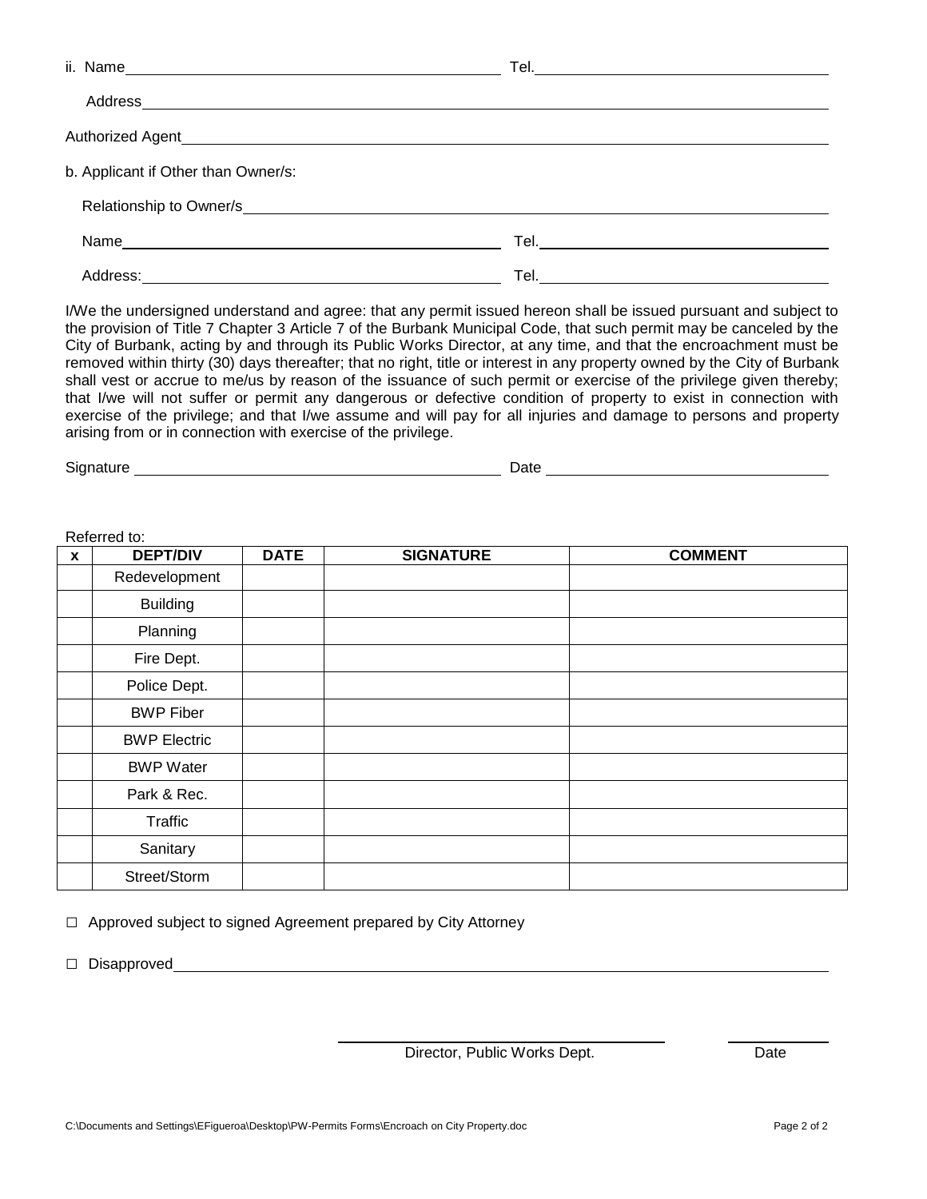ii. Name\_\_\_\_\_\_\_\_\_\_\_\_\_\_\_\_\_\_\_\_\_\_\_\_\_\_\_\_\_\_\_\_\_\_\_\_\_\_\_\_ Tel.\_\_\_\_\_\_\_\_\_\_\_\_\_\_\_\_\_\_\_\_\_\_\_\_\_\_\_\_\_\_\_\_

Address\_\_\_\_\_\_\_\_\_\_\_\_\_\_\_\_\_\_\_\_\_\_\_\_\_\_\_\_\_\_\_\_\_\_\_\_\_\_\_\_\_\_\_\_\_\_\_\_\_\_\_\_\_\_\_\_\_\_\_\_\_\_\_\_\_\_\_\_\_\_\_\_\_\_

Authorized Agent\_\_\_\_\_\_\_\_\_\_\_\_\_\_\_\_\_\_\_\_\_\_\_\_\_\_\_\_\_\_\_\_\_\_\_\_\_\_\_\_\_\_\_\_\_\_\_\_\_\_\_\_\_\_\_\_\_\_\_\_\_\_\_\_\_\_\_

b. Applicant if Other than Owner/s:

Relationship to Owner/s\_\_\_\_\_\_\_\_\_\_\_\_\_\_\_\_\_\_\_\_\_\_\_\_\_\_\_\_\_\_\_\_\_\_\_\_\_\_\_\_\_\_\_\_\_\_\_\_\_\_\_\_\_\_\_\_\_\_\_\_\_

Name\_\_\_\_\_\_\_\_\_\_\_\_\_\_\_\_\_\_\_\_\_\_\_\_\_\_\_\_\_\_\_\_\_\_\_\_\_\_\_\_\_\_ Tel.\_\_\_\_\_\_\_\_\_\_\_\_\_\_\_\_\_\_\_\_\_\_\_\_\_\_\_\_\_\_\_\_

Address:\_\_\_\_\_\_\_\_\_\_\_\_\_\_\_\_\_\_\_\_\_\_\_\_\_\_\_\_\_\_\_\_\_\_\_\_\_\_\_ Tel.\_\_\_\_\_\_\_\_\_\_\_\_\_\_\_\_\_\_\_\_\_\_\_\_\_\_\_\_\_\_\_\_

I/We the undersigned understand and agree: that any permit issued hereon shall be issued pursuant and subject to the provision of Title 7 Chapter 3 Article 7 of the Burbank Municipal Code, that such permit may be canceled by the City of Burbank, acting by and through its Public Works Director, at any time, and that the encroachment must be removed within thirty (30) days thereafter; that no right, title or interest in any property owned by the City of Burbank shall vest or accrue to me/us by reason of the issuance of such permit or exercise of the privilege given thereby; that I/we will not suffer or permit any dangerous or defective condition of property to exist in connection with exercise of the privilege; and that I/we assume and will pay for all injuries and damage to persons and property arising from or in connection with exercise of the privilege.

Signature \_\_\_\_\_\_\_\_\_\_\_\_\_\_\_\_\_\_\_\_\_\_\_\_\_\_\_\_\_\_\_\_\_\_\_\_\_\_\_\_\_\_ Date \_\_\_\_\_\_\_\_\_\_\_\_\_\_\_\_\_\_\_\_\_\_\_\_\_\_\_\_\_\_\_\_

Referred to:

| x | DEPT/DIV | DATE | SIGNATURE | COMMENT |
|---|---|---|---|---|
| | Redevelopment | | | |
| | Building | | | |
| | Planning | | | |
| | Fire Dept. | | | |
| | Police Dept. | | | |
| | BWP Fiber | | | |
| | BWP Electric | | | |
| | BWP Water | | | |
| | Park & Rec. | | | |
| | Traffic | | | |
| | Sanitary | | | |
| | Street/Storm | | | |

☐ Approved subject to signed Agreement prepared by City Attorney

☐ Disapproved\_\_\_\_\_\_\_\_\_\_\_\_\_\_\_\_\_\_\_\_\_\_\_\_\_\_\_\_\_\_\_\_\_\_\_\_\_\_\_\_\_\_\_\_\_\_\_\_\_\_\_\_\_\_\_\_\_\_\_\_\_\_\_\_\_\_\_\_\_\_\_\_

\_\_\_\_\_\_\_\_\_\_\_\_\_\_\_\_\_\_\_\_\_\_\_\_\_\_\_\_\_\_\_\_\_\_ \_\_\_\_\_\_\_\_\_\_

Director, Public Works Dept. Date

C:\Documents and Settings\EFigueroa\Desktop\PW-Permits Forms\Encroach on City Property.doc